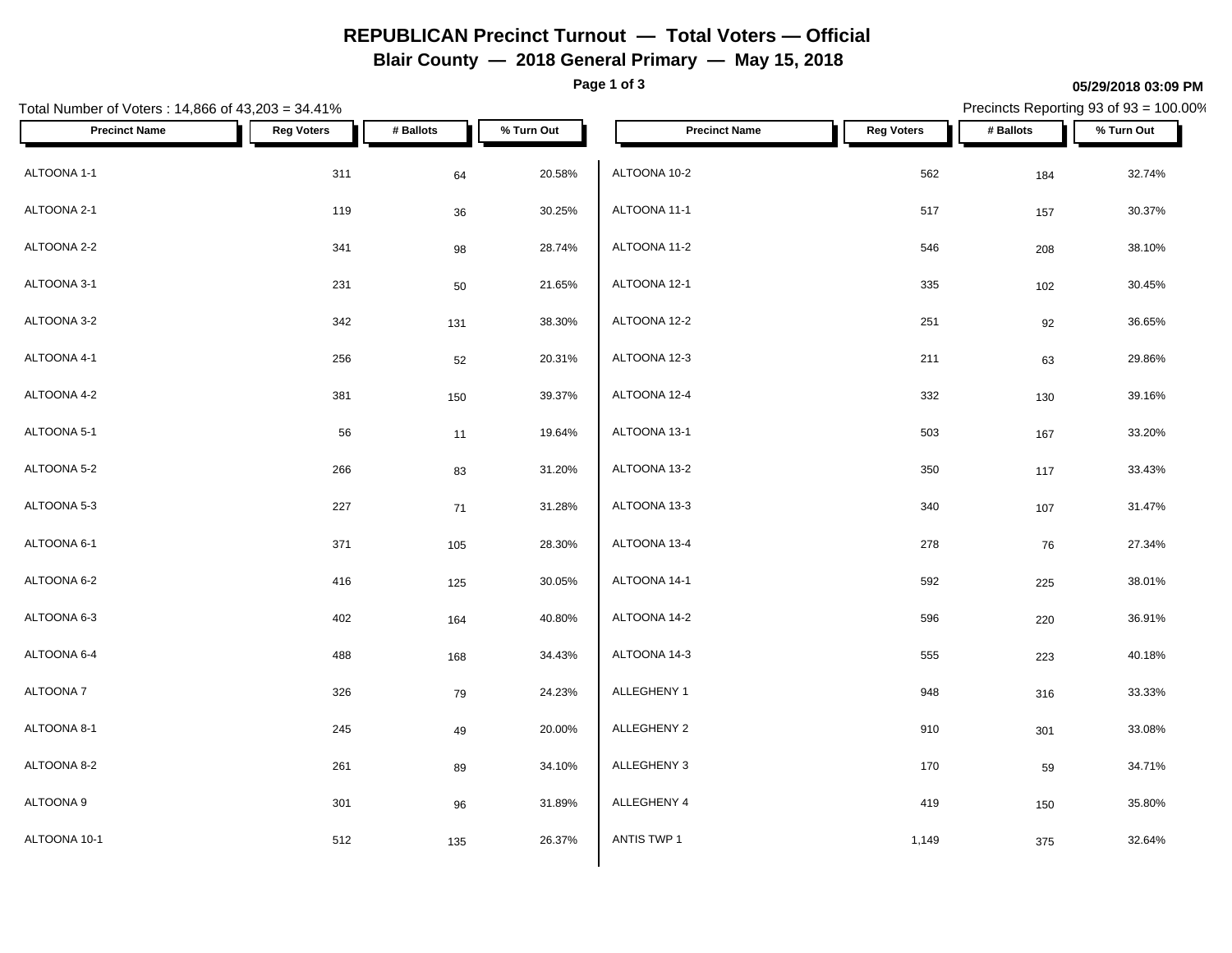# REPUBLICAN Precinct Turnout — Total Voters — Official

## Blair County — 2018 General Primary — May 15, 2018

**05/29/2018 03:09 PM**

Total Number of Voters : 14,866 of 43,203 = 34.41%

Precincts Reporting 93 of 93 = 100.00%

| Precinct Name | Reg Voters | # Ballots | % Turn Out |
|---|---|---|---|
| ALTOONA 1-1 | 311 | 64 | 20.58% |
| ALTOONA 2-1 | 119 | 36 | 30.25% |
| ALTOONA 2-2 | 341 | 98 | 28.74% |
| ALTOONA 3-1 | 231 | 50 | 21.65% |
| ALTOONA 3-2 | 342 | 131 | 38.30% |
| ALTOONA 4-1 | 256 | 52 | 20.31% |
| ALTOONA 4-2 | 381 | 150 | 39.37% |
| ALTOONA 5-1 | 56 | 11 | 19.64% |
| ALTOONA 5-2 | 266 | 83 | 31.20% |
| ALTOONA 5-3 | 227 | 71 | 31.28% |
| ALTOONA 6-1 | 371 | 105 | 28.30% |
| ALTOONA 6-2 | 416 | 125 | 30.05% |
| ALTOONA 6-3 | 402 | 164 | 40.80% |
| ALTOONA 6-4 | 488 | 168 | 34.43% |
| ALTOONA 7 | 326 | 79 | 24.23% |
| ALTOONA 8-1 | 245 | 49 | 20.00% |
| ALTOONA 8-2 | 261 | 89 | 34.10% |
| ALTOONA 9 | 301 | 96 | 31.89% |
| ALTOONA 10-1 | 512 | 135 | 26.37% |
| ALTOONA 10-2 | 562 | 184 | 32.74% |
| ALTOONA 11-1 | 517 | 157 | 30.37% |
| ALTOONA 11-2 | 546 | 208 | 38.10% |
| ALTOONA 12-1 | 335 | 102 | 30.45% |
| ALTOONA 12-2 | 251 | 92 | 36.65% |
| ALTOONA 12-3 | 211 | 63 | 29.86% |
| ALTOONA 12-4 | 332 | 130 | 39.16% |
| ALTOONA 13-1 | 503 | 167 | 33.20% |
| ALTOONA 13-2 | 350 | 117 | 33.43% |
| ALTOONA 13-3 | 340 | 107 | 31.47% |
| ALTOONA 13-4 | 278 | 76 | 27.34% |
| ALTOONA 14-1 | 592 | 225 | 38.01% |
| ALTOONA 14-2 | 596 | 220 | 36.91% |
| ALTOONA 14-3 | 555 | 223 | 40.18% |
| ALLEGHENY 1 | 948 | 316 | 33.33% |
| ALLEGHENY 2 | 910 | 301 | 33.08% |
| ALLEGHENY 3 | 170 | 59 | 34.71% |
| ALLEGHENY 4 | 419 | 150 | 35.80% |
| ANTIS TWP 1 | 1,149 | 375 | 32.64% |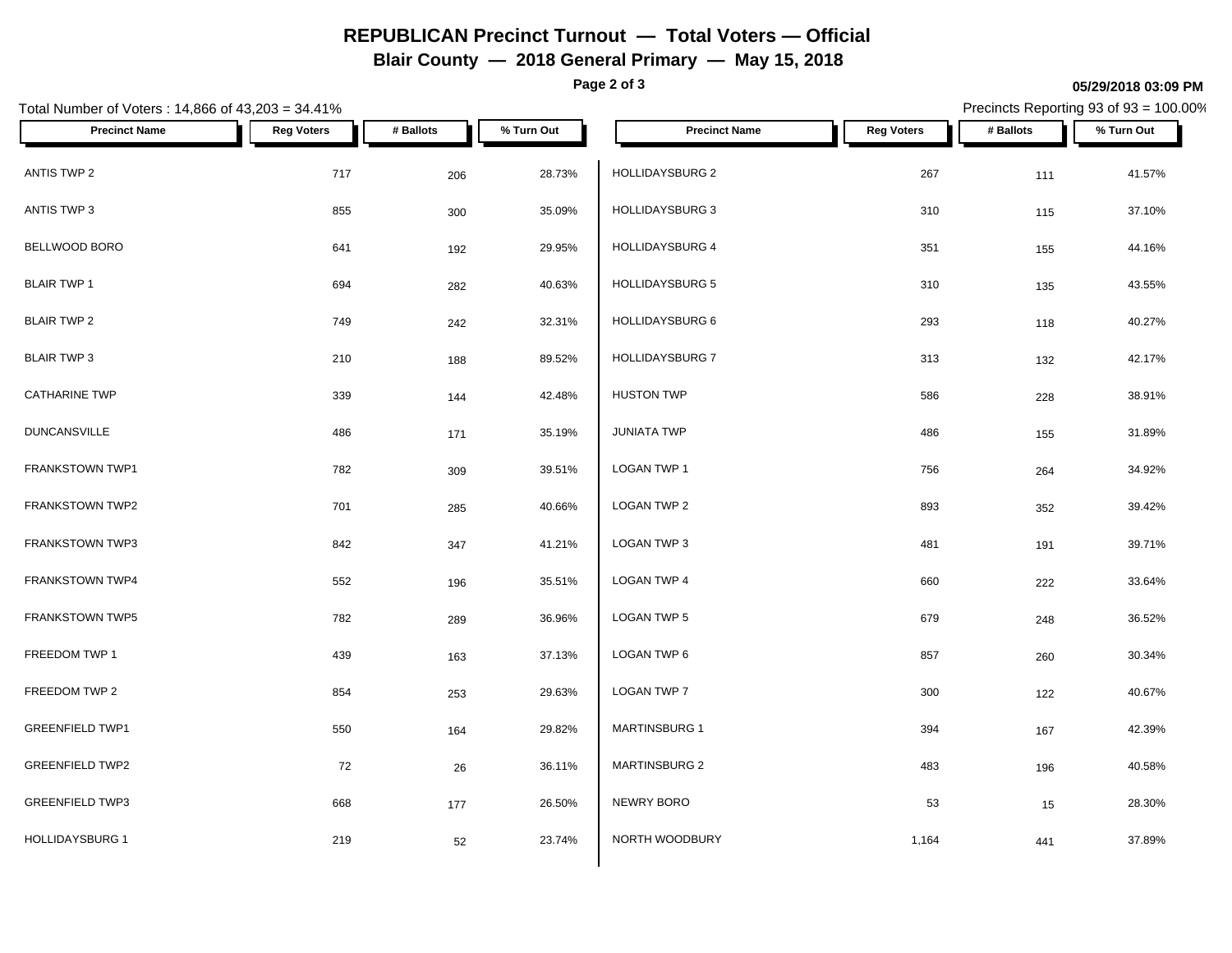# REPUBLICAN Precinct Turnout — Total Voters — Official

## Blair County — 2018 General Primary — May 15, 2018

05/29/2018 03:09 PM

Total Number of Voters : 14,866 of 43,203 = 34.41%

Precincts Reporting 93 of 93 = 100.00%

| Precinct Name | Reg Voters | # Ballots | % Turn Out |
|---|---|---|---|
| ANTIS TWP 2 | 717 | 206 | 28.73% |
| ANTIS TWP 3 | 855 | 300 | 35.09% |
| BELLWOOD BORO | 641 | 192 | 29.95% |
| BLAIR TWP 1 | 694 | 282 | 40.63% |
| BLAIR TWP 2 | 749 | 242 | 32.31% |
| BLAIR TWP 3 | 210 | 188 | 89.52% |
| CATHARINE TWP | 339 | 144 | 42.48% |
| DUNCANSVILLE | 486 | 171 | 35.19% |
| FRANKSTOWN TWP1 | 782 | 309 | 39.51% |
| FRANKSTOWN TWP2 | 701 | 285 | 40.66% |
| FRANKSTOWN TWP3 | 842 | 347 | 41.21% |
| FRANKSTOWN TWP4 | 552 | 196 | 35.51% |
| FRANKSTOWN TWP5 | 782 | 289 | 36.96% |
| FREEDOM TWP 1 | 439 | 163 | 37.13% |
| FREEDOM TWP 2 | 854 | 253 | 29.63% |
| GREENFIELD TWP1 | 550 | 164 | 29.82% |
| GREENFIELD TWP2 | 72 | 26 | 36.11% |
| GREENFIELD TWP3 | 668 | 177 | 26.50% |
| HOLLIDAYSBURG 1 | 219 | 52 | 23.74% |
| HOLLIDAYSBURG 2 | 267 | 111 | 41.57% |
| HOLLIDAYSBURG 3 | 310 | 115 | 37.10% |
| HOLLIDAYSBURG 4 | 351 | 155 | 44.16% |
| HOLLIDAYSBURG 5 | 310 | 135 | 43.55% |
| HOLLIDAYSBURG 6 | 293 | 118 | 40.27% |
| HOLLIDAYSBURG 7 | 313 | 132 | 42.17% |
| HUSTON TWP | 586 | 228 | 38.91% |
| JUNIATA TWP | 486 | 155 | 31.89% |
| LOGAN TWP 1 | 756 | 264 | 34.92% |
| LOGAN TWP 2 | 893 | 352 | 39.42% |
| LOGAN TWP 3 | 481 | 191 | 39.71% |
| LOGAN TWP 4 | 660 | 222 | 33.64% |
| LOGAN TWP 5 | 679 | 248 | 36.52% |
| LOGAN TWP 6 | 857 | 260 | 30.34% |
| LOGAN TWP 7 | 300 | 122 | 40.67% |
| MARTINSBURG 1 | 394 | 167 | 42.39% |
| MARTINSBURG 2 | 483 | 196 | 40.58% |
| NEWRY BORO | 53 | 15 | 28.30% |
| NORTH WOODBURY | 1,164 | 441 | 37.89% |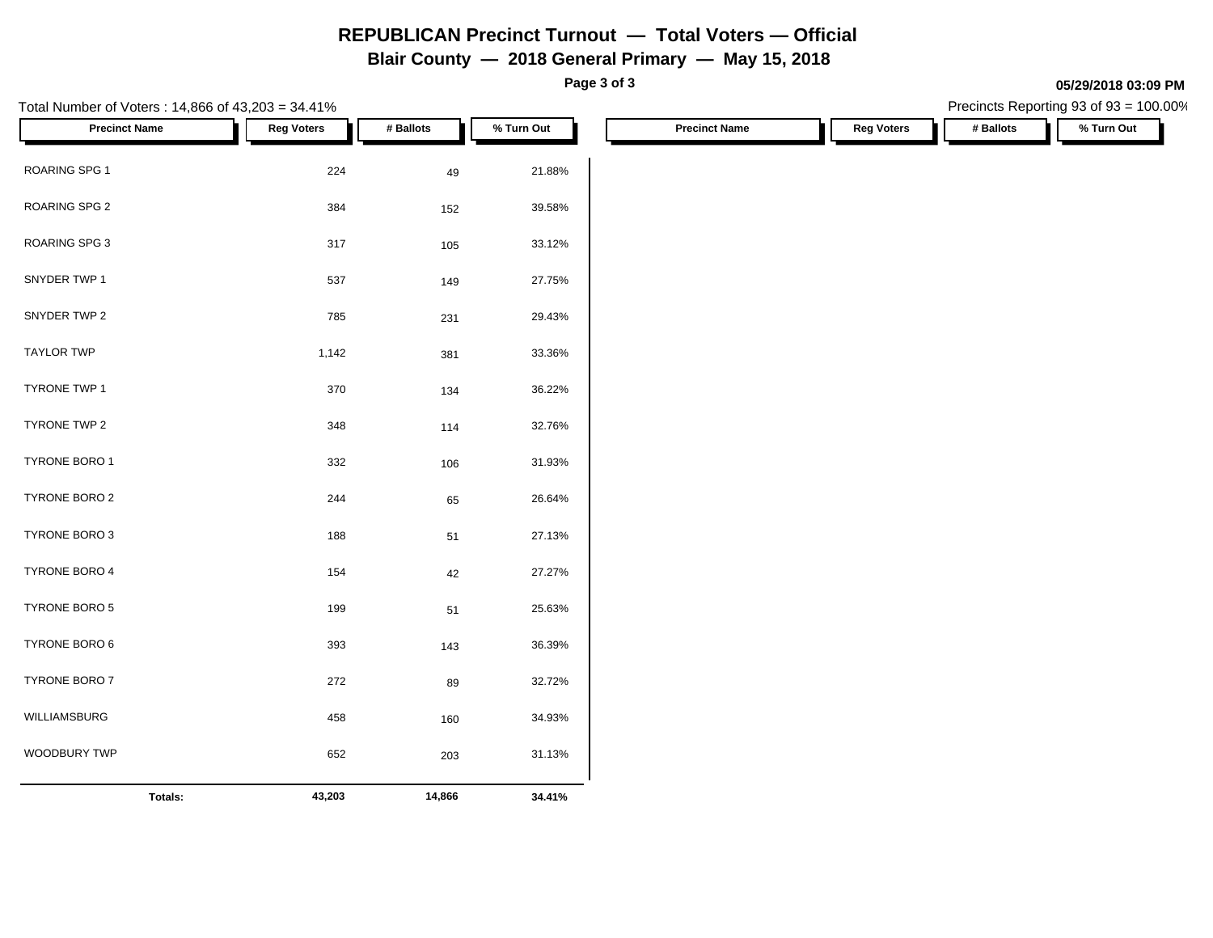# REPUBLICAN Precinct Turnout — Total Voters — Official

## Blair County — 2018 General Primary — May 15, 2018

05/29/2018 03:09 PM

Total Number of Voters : 14,866 of 43,203 = 34.41%

Precincts Reporting 93 of 93 = 100.00%

| Precinct Name | Reg Voters | # Ballots | % Turn Out |
|---|---|---|---|
| ROARING SPG 1 | 224 | 49 | 21.88% |
| ROARING SPG 2 | 384 | 152 | 39.58% |
| ROARING SPG 3 | 317 | 105 | 33.12% |
| SNYDER TWP 1 | 537 | 149 | 27.75% |
| SNYDER TWP 2 | 785 | 231 | 29.43% |
| TAYLOR TWP | 1,142 | 381 | 33.36% |
| TYRONE TWP 1 | 370 | 134 | 36.22% |
| TYRONE TWP 2 | 348 | 114 | 32.76% |
| TYRONE BORO 1 | 332 | 106 | 31.93% |
| TYRONE BORO 2 | 244 | 65 | 26.64% |
| TYRONE BORO 3 | 188 | 51 | 27.13% |
| TYRONE BORO 4 | 154 | 42 | 27.27% |
| TYRONE BORO 5 | 199 | 51 | 25.63% |
| TYRONE BORO 6 | 393 | 143 | 36.39% |
| TYRONE BORO 7 | 272 | 89 | 32.72% |
| WILLIAMSBURG | 458 | 160 | 34.93% |
| WOODBURY TWP | 652 | 203 | 31.13% |
| **Totals:** | **43,203** | **14,866** | **34.41%** |